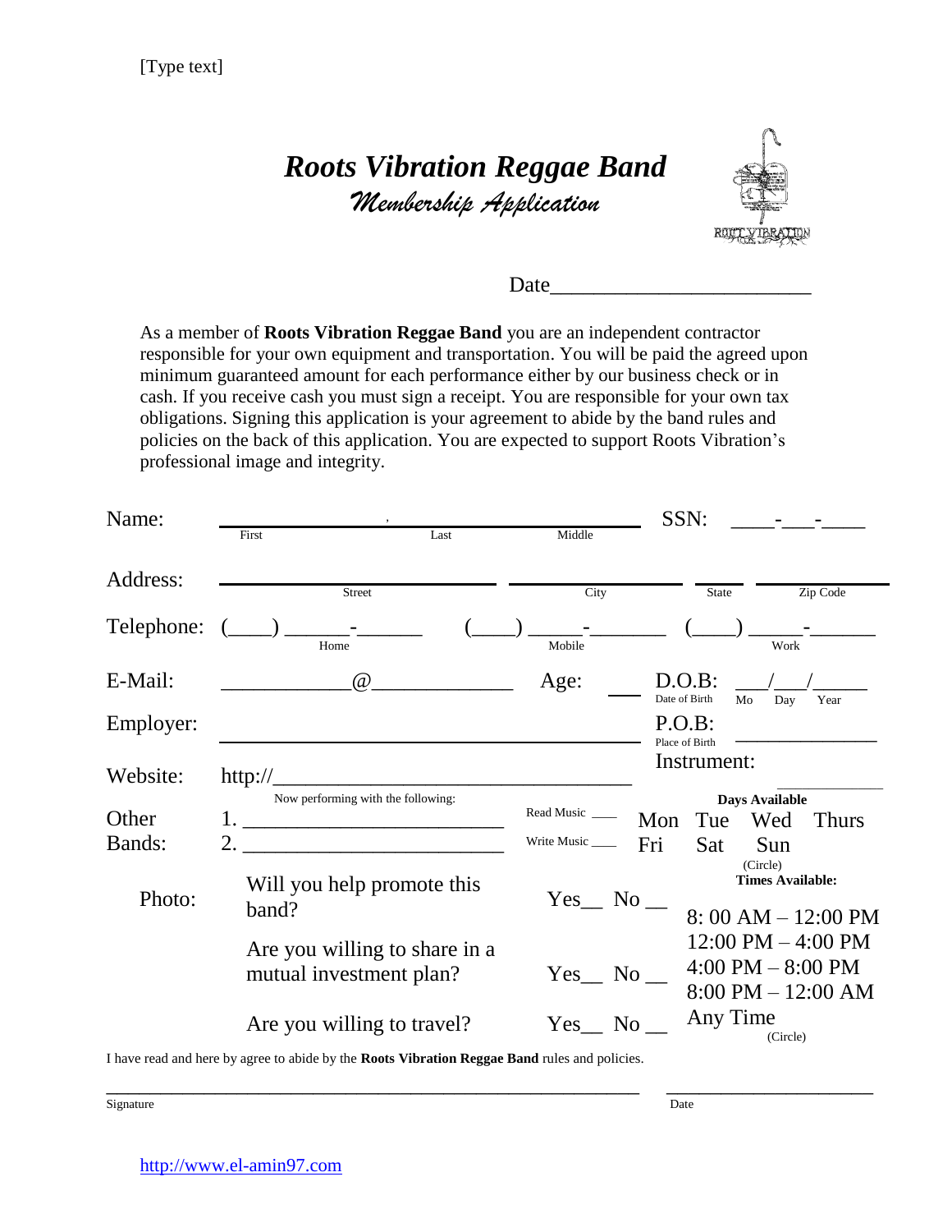[Type text]

# *Roots Vibration Reggae Band*

## *Membership Application*

ROOTS VIBRATION

Date________________________

As a member of **Roots Vibration Reggae Band** you are an independent contractor responsible for your own equipment and transportation. You will be paid the agreed upon minimum guaranteed amount for each performance either by our business check or in cash. If you receive cash you must sign a receipt. You are responsible for your own tax obligations. Signing this application is your agreement to abide by the band rules and policies on the back of this application. You are expected to support Roots Vibration's professional image and integrity.

Name: ______________ , ______________ ______________ SSN: ____-___-____
First Last Middle

Address: ______________ ______________ ______ ______________
Street City State Zip Code

Telephone: (____) ______-______ (____) _____-_______ (____) _____-______
Home Mobile Work

E-Mail: ___________@_____________ Age: ___ D.O.B.: ___/___/_____
Date of Birth Mo Day Year

Employer: ______________________________ P.O.B.: ______________
Place of Birth

Website: http://__________________________________ Instrument: ____________

Other Bands: Now performing with the following:
1. ________________________
2. ________________________

Read Music ___
Write Music ___

**Days Available**
Mon Tue Wed Thurs
Fri Sat Sun
(Circle)

Photo:

Will you help promote this band? Yes__ No __

Are you willing to share in a mutual investment plan? Yes__ No __

Are you willing to travel? Yes__ No __

**Times Available:**
8: 00 AM – 12:00 PM
12:00 PM – 4:00 PM
4:00 PM – 8:00 PM
8:00 PM – 12:00 AM
Any Time
(Circle)

I have read and here by agree to abide by the **Roots Vibration Reggae Band** rules and policies.

______________________________________________ ____________________
Signature Date

http://www.el-amin97.com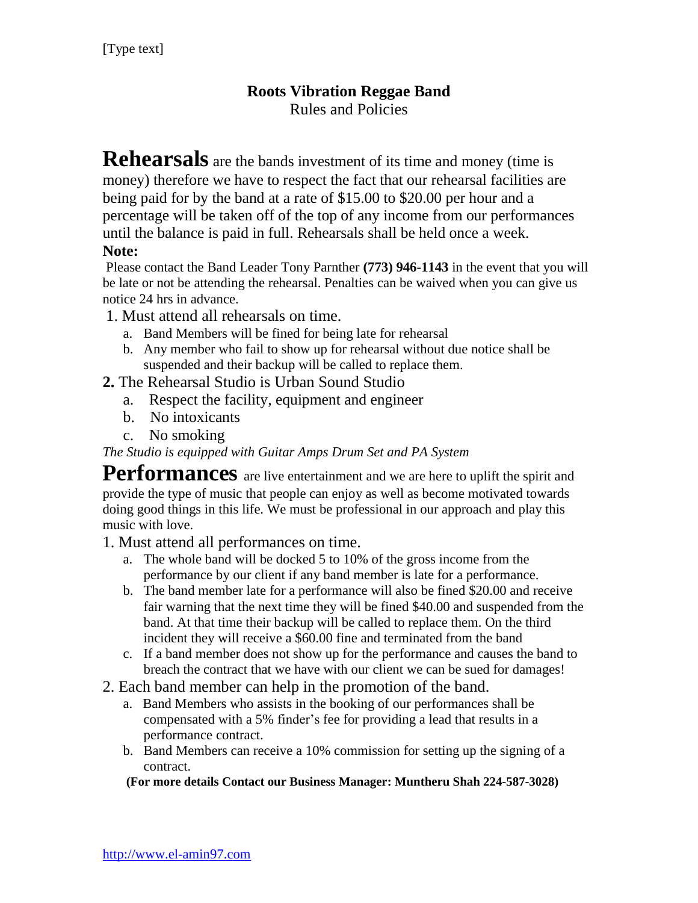**Roots Vibration Reggae Band**

Rules and Policies

**Rehearsals** are the bands investment of its time and money (time is money) therefore we have to respect the fact that our rehearsal facilities are being paid for by the band at a rate of $15.00 to $20.00 per hour and a percentage will be taken off of the top of any income from our performances until the balance is paid in full. Rehearsals shall be held once a week.

**Note:**

Please contact the Band Leader Tony Parnther **(773) 946-1143** in the event that you will be late or not be attending the rehearsal. Penalties can be waived when you can give us notice 24 hrs in advance.

1. Must attend all rehearsals on time.
   a. Band Members will be fined for being late for rehearsal
   b. Any member who fail to show up for rehearsal without due notice shall be suspended and their backup will be called to replace them.
2. The Rehearsal Studio is Urban Sound Studio
   a. Respect the facility, equipment and engineer
   b. No intoxicants
   c. No smoking

*The Studio is equipped with Guitar Amps Drum Set and PA System*

**Performances** are live entertainment and we are here to uplift the spirit and provide the type of music that people can enjoy as well as become motivated towards doing good things in this life. We must be professional in our approach and play this music with love.

1. Must attend all performances on time.
   a. The whole band will be docked 5 to 10% of the gross income from the performance by our client if any band member is late for a performance.
   b. The band member late for a performance will also be fined $20.00 and receive fair warning that the next time they will be fined $40.00 and suspended from the band. At that time their backup will be called to replace them. On the third incident they will receive a $60.00 fine and terminated from the band
   c. If a band member does not show up for the performance and causes the band to breach the contract that we have with our client we can be sued for damages!
2. Each band member can help in the promotion of the band.
   a. Band Members who assists in the booking of our performances shall be compensated with a 5% finder's fee for providing a lead that results in a performance contract.
   b. Band Members can receive a 10% commission for setting up the signing of a contract.

**(For more details Contact our Business Manager: Muntheru Shah 224-587-3028)**